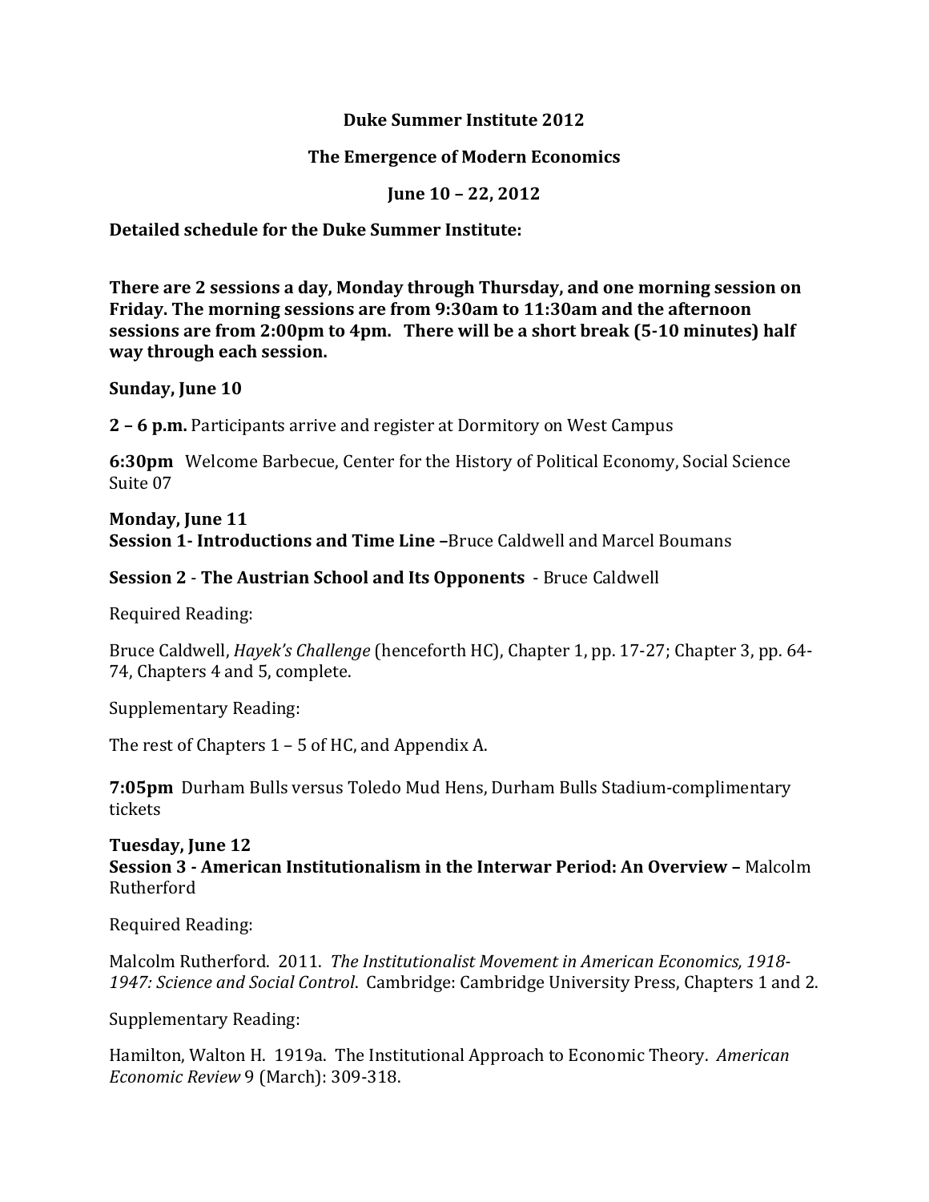# Duke Summer Institute 2012

## The Emergence of Modern Economics

### June 10 – 22, 2012

**Detailed schedule for the Duke Summer Institute:**

**There are 2 sessions a day, Monday through Thursday, and one morning session on Friday. The morning sessions are from 9:30am to 11:30am and the afternoon sessions are from 2:00pm to 4pm. There will be a short break (5-10 minutes) half way through each session.**

**Sunday, June 10**

**2 – 6 p.m.** Participants arrive and register at Dormitory on West Campus

**6:30pm** Welcome Barbecue, Center for the History of Political Economy, Social Science Suite 07

**Monday, June 11**
**Session 1- Introductions and Time Line –**Bruce Caldwell and Marcel Boumans

**Session 2** - **The Austrian School and Its Opponents** - Bruce Caldwell

Required Reading:

Bruce Caldwell, *Hayek's Challenge* (henceforth HC), Chapter 1, pp. 17-27; Chapter 3, pp. 64-74, Chapters 4 and 5, complete.

Supplementary Reading:

The rest of Chapters 1 – 5 of HC, and Appendix A.

**7:05pm** Durham Bulls versus Toledo Mud Hens, Durham Bulls Stadium-complimentary tickets

**Tuesday, June 12**
**Session 3 - American Institutionalism in the Interwar Period: An Overview –** Malcolm Rutherford

Required Reading:

Malcolm Rutherford. 2011. *The Institutionalist Movement in American Economics, 1918-1947: Science and Social Control*. Cambridge: Cambridge University Press, Chapters 1 and 2.

Supplementary Reading:

Hamilton, Walton H. 1919a. The Institutional Approach to Economic Theory. *American Economic Review* 9 (March): 309-318.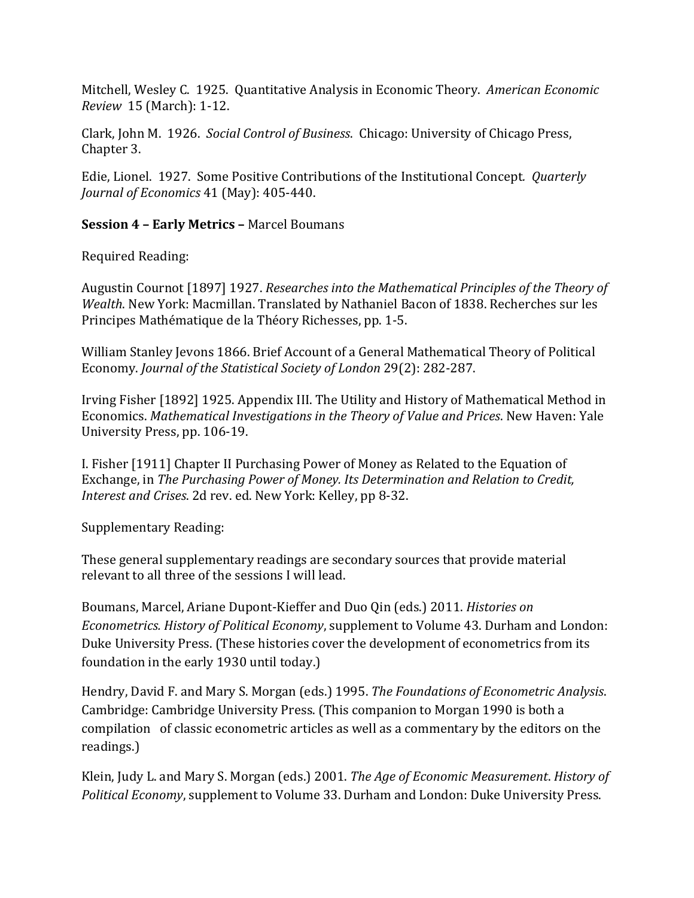Mitchell, Wesley C. 1925. Quantitative Analysis in Economic Theory. *American Economic Review* 15 (March): 1-12.

Clark, John M. 1926. *Social Control of Business*. Chicago: University of Chicago Press, Chapter 3.

Edie, Lionel. 1927. Some Positive Contributions of the Institutional Concept. *Quarterly Journal of Economics* 41 (May): 405-440.

**Session 4 – Early Metrics –** Marcel Boumans

Required Reading:

Augustin Cournot [1897] 1927. *Researches into the Mathematical Principles of the Theory of Wealth*. New York: Macmillan. Translated by Nathaniel Bacon of 1838. Recherches sur les Principes Mathématique de la Théory Richesses, pp. 1-5.

William Stanley Jevons 1866. Brief Account of a General Mathematical Theory of Political Economy. *Journal of the Statistical Society of London* 29(2): 282-287.

Irving Fisher [1892] 1925. Appendix III. The Utility and History of Mathematical Method in Economics. *Mathematical Investigations in the Theory of Value and Prices*. New Haven: Yale University Press, pp. 106-19.

I. Fisher [1911] Chapter II Purchasing Power of Money as Related to the Equation of Exchange, in *The Purchasing Power of Money. Its Determination and Relation to Credit, Interest and Crises*. 2d rev. ed. New York: Kelley, pp 8-32.

Supplementary Reading:

These general supplementary readings are secondary sources that provide material relevant to all three of the sessions I will lead.

Boumans, Marcel, Ariane Dupont-Kieffer and Duo Qin (eds.) 2011. *Histories on Econometrics. History of Political Economy*, supplement to Volume 43. Durham and London: Duke University Press. (These histories cover the development of econometrics from its foundation in the early 1930 until today.)

Hendry, David F. and Mary S. Morgan (eds.) 1995. *The Foundations of Econometric Analysis*. Cambridge: Cambridge University Press. (This companion to Morgan 1990 is both a compilation of classic econometric articles as well as a commentary by the editors on the readings.)

Klein, Judy L. and Mary S. Morgan (eds.) 2001. *The Age of Economic Measurement. History of Political Economy*, supplement to Volume 33. Durham and London: Duke University Press.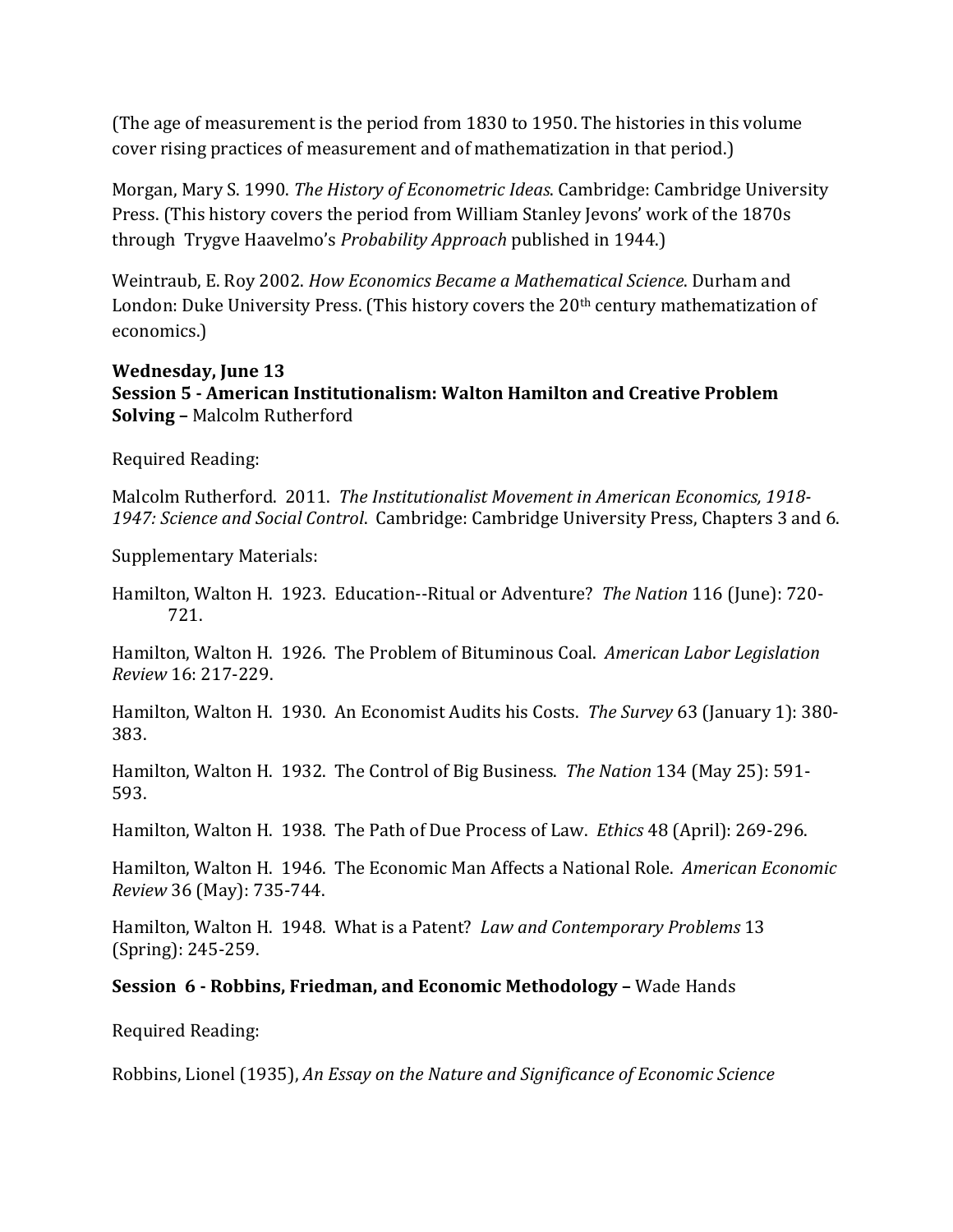(The age of measurement is the period from 1830 to 1950. The histories in this volume cover rising practices of measurement and of mathematization in that period.)

Morgan, Mary S. 1990. *The History of Econometric Ideas*. Cambridge: Cambridge University Press. (This history covers the period from William Stanley Jevons' work of the 1870s through Trygve Haavelmo's *Probability Approach* published in 1944.)

Weintraub, E. Roy 2002. *How Economics Became a Mathematical Science*. Durham and London: Duke University Press. (This history covers the 20th century mathematization of economics.)

**Wednesday, June 13**
**Session 5 - American Institutionalism: Walton Hamilton and Creative Problem Solving –** Malcolm Rutherford

Required Reading:

Malcolm Rutherford. 2011. *The Institutionalist Movement in American Economics, 1918-1947: Science and Social Control*. Cambridge: Cambridge University Press, Chapters 3 and 6.

Supplementary Materials:

Hamilton, Walton H. 1923. Education--Ritual or Adventure? *The Nation* 116 (June): 720-721.

Hamilton, Walton H. 1926. The Problem of Bituminous Coal. *American Labor Legislation Review* 16: 217-229.

Hamilton, Walton H. 1930. An Economist Audits his Costs. *The Survey* 63 (January 1): 380-383.

Hamilton, Walton H. 1932. The Control of Big Business. *The Nation* 134 (May 25): 591-593.

Hamilton, Walton H. 1938. The Path of Due Process of Law. *Ethics* 48 (April): 269-296.

Hamilton, Walton H. 1946. The Economic Man Affects a National Role. *American Economic Review* 36 (May): 735-744.

Hamilton, Walton H. 1948. What is a Patent? *Law and Contemporary Problems* 13 (Spring): 245-259.

**Session 6 - Robbins, Friedman, and Economic Methodology –** Wade Hands

Required Reading:

Robbins, Lionel (1935), *An Essay on the Nature and Significance of Economic Science*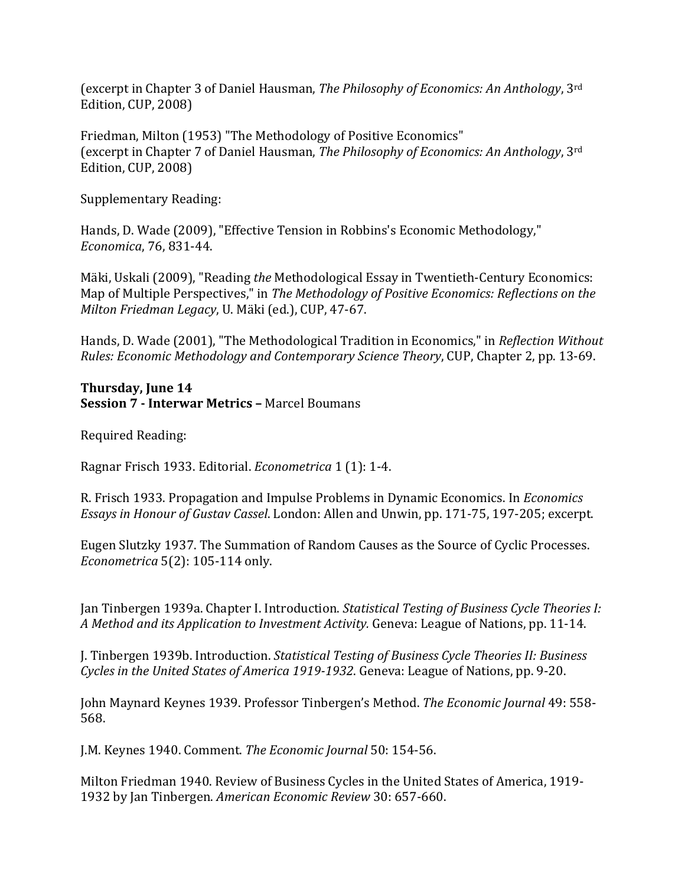(excerpt in Chapter 3 of Daniel Hausman, *The Philosophy of Economics: An Anthology*, 3rd Edition, CUP, 2008)

Friedman, Milton (1953) "The Methodology of Positive Economics"
(excerpt in Chapter 7 of Daniel Hausman, *The Philosophy of Economics: An Anthology*, 3rd Edition, CUP, 2008)

Supplementary Reading:

Hands, D. Wade (2009), "Effective Tension in Robbins's Economic Methodology," *Economica*, 76, 831-44.

Mäki, Uskali (2009), "Reading *the* Methodological Essay in Twentieth-Century Economics: Map of Multiple Perspectives," in *The Methodology of Positive Economics: Reflections on the Milton Friedman Legacy*, U. Mäki (ed.), CUP, 47-67.

Hands, D. Wade (2001), "The Methodological Tradition in Economics," in *Reflection Without Rules: Economic Methodology and Contemporary Science Theory*, CUP, Chapter 2, pp. 13-69.

**Thursday, June 14**
**Session 7 - Interwar Metrics –** Marcel Boumans

Required Reading:

Ragnar Frisch 1933. Editorial. *Econometrica* 1 (1): 1-4.

R. Frisch 1933. Propagation and Impulse Problems in Dynamic Economics. In *Economics Essays in Honour of Gustav Cassel*. London: Allen and Unwin, pp. 171-75, 197-205; excerpt.

Eugen Slutzky 1937. The Summation of Random Causes as the Source of Cyclic Processes. *Econometrica* 5(2): 105-114 only.

Jan Tinbergen 1939a. Chapter I. Introduction. *Statistical Testing of Business Cycle Theories I: A Method and its Application to Investment Activity.* Geneva: League of Nations, pp. 11-14.

J. Tinbergen 1939b. Introduction. *Statistical Testing of Business Cycle Theories II: Business Cycles in the United States of America 1919-1932*. Geneva: League of Nations, pp. 9-20.

John Maynard Keynes 1939. Professor Tinbergen's Method. *The Economic Journal* 49: 558-568.

J.M. Keynes 1940. Comment. *The Economic Journal* 50: 154-56.

Milton Friedman 1940. Review of Business Cycles in the United States of America, 1919-1932 by Jan Tinbergen. *American Economic Review* 30: 657-660.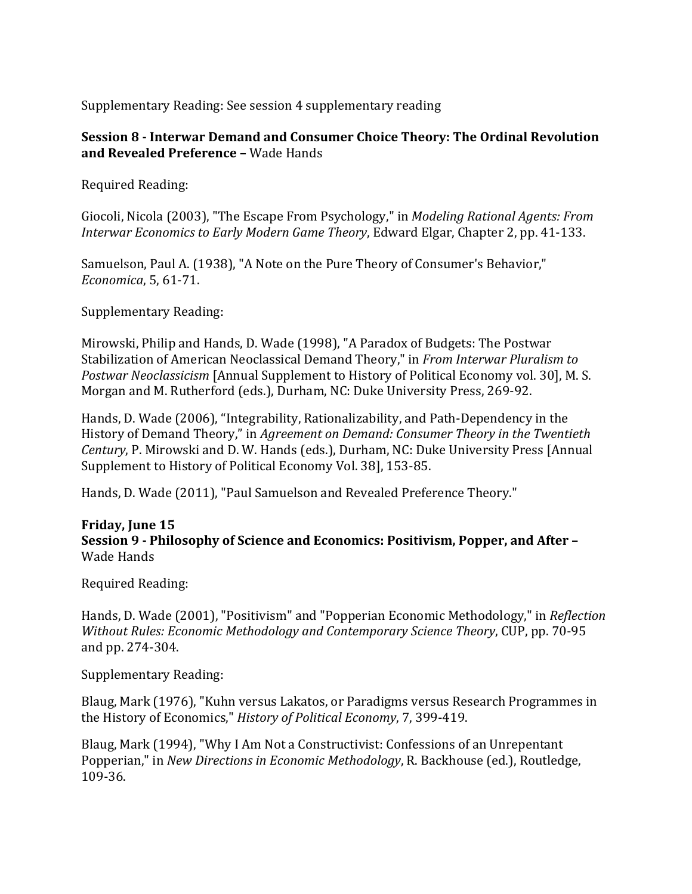Supplementary Reading: See session 4 supplementary reading

**Session 8 - Interwar Demand and Consumer Choice Theory: The Ordinal Revolution and Revealed Preference –** Wade Hands

Required Reading:

Giocoli, Nicola (2003), "The Escape From Psychology," in *Modeling Rational Agents: From Interwar Economics to Early Modern Game Theory*, Edward Elgar, Chapter 2, pp. 41-133.

Samuelson, Paul A. (1938), "A Note on the Pure Theory of Consumer's Behavior," *Economica*, 5, 61-71.

Supplementary Reading:

Mirowski, Philip and Hands, D. Wade (1998), "A Paradox of Budgets: The Postwar Stabilization of American Neoclassical Demand Theory," in *From Interwar Pluralism to Postwar Neoclassicism* [Annual Supplement to History of Political Economy vol. 30], M. S. Morgan and M. Rutherford (eds.), Durham, NC: Duke University Press, 269-92.

Hands, D. Wade (2006), "Integrability, Rationalizability, and Path-Dependency in the History of Demand Theory," in *Agreement on Demand: Consumer Theory in the Twentieth Century*, P. Mirowski and D. W. Hands (eds.), Durham, NC: Duke University Press [Annual Supplement to History of Political Economy Vol. 38], 153-85.

Hands, D. Wade (2011), "Paul Samuelson and Revealed Preference Theory."

**Friday, June 15**
**Session 9 - Philosophy of Science and Economics: Positivism, Popper, and After –** Wade Hands

Required Reading:

Hands, D. Wade (2001), "Positivism" and "Popperian Economic Methodology," in *Reflection Without Rules: Economic Methodology and Contemporary Science Theory*, CUP, pp. 70-95 and pp. 274-304.

Supplementary Reading:

Blaug, Mark (1976), "Kuhn versus Lakatos, or Paradigms versus Research Programmes in the History of Economics," *History of Political Economy*, 7, 399-419.

Blaug, Mark (1994), "Why I Am Not a Constructivist: Confessions of an Unrepentant Popperian," in *New Directions in Economic Methodology*, R. Backhouse (ed.), Routledge, 109-36.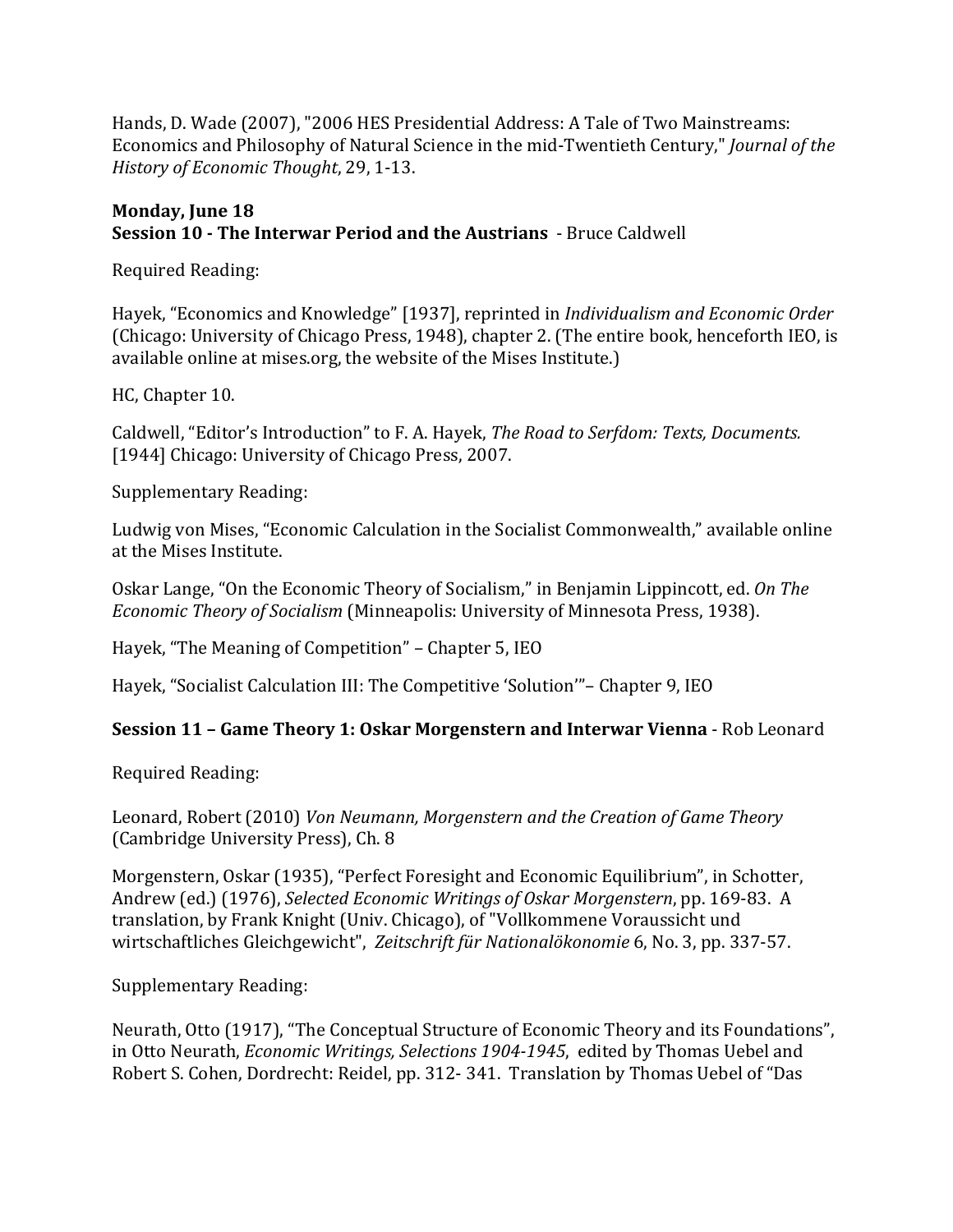Hands, D. Wade (2007), "2006 HES Presidential Address: A Tale of Two Mainstreams: Economics and Philosophy of Natural Science in the mid-Twentieth Century," *Journal of the History of Economic Thought*, 29, 1-13.

**Monday, June 18**
**Session 10 - The Interwar Period and the Austrians** - Bruce Caldwell

Required Reading:

Hayek, "Economics and Knowledge" [1937], reprinted in *Individualism and Economic Order* (Chicago: University of Chicago Press, 1948), chapter 2. (The entire book, henceforth IEO, is available online at mises.org, the website of the Mises Institute.)

HC, Chapter 10.

Caldwell, "Editor's Introduction" to F. A. Hayek, *The Road to Serfdom: Texts, Documents.* [1944] Chicago: University of Chicago Press, 2007.

Supplementary Reading:

Ludwig von Mises, "Economic Calculation in the Socialist Commonwealth," available online at the Mises Institute.

Oskar Lange, "On the Economic Theory of Socialism," in Benjamin Lippincott, ed. *On The Economic Theory of Socialism* (Minneapolis: University of Minnesota Press, 1938).

Hayek, "The Meaning of Competition" – Chapter 5, IEO

Hayek, "Socialist Calculation III: The Competitive 'Solution'"– Chapter 9, IEO

**Session 11 – Game Theory 1: Oskar Morgenstern and Interwar Vienna** - Rob Leonard

Required Reading:

Leonard, Robert (2010) *Von Neumann, Morgenstern and the Creation of Game Theory* (Cambridge University Press), Ch. 8

Morgenstern, Oskar (1935), "Perfect Foresight and Economic Equilibrium", in Schotter, Andrew (ed.) (1976), *Selected Economic Writings of Oskar Morgenstern*, pp. 169-83. A translation, by Frank Knight (Univ. Chicago), of "Vollkommene Voraussicht und wirtschaftliches Gleichgewicht", *Zeitschrift für Nationalökonomie* 6, No. 3, pp. 337-57.

Supplementary Reading:

Neurath, Otto (1917), "The Conceptual Structure of Economic Theory and its Foundations", in Otto Neurath, *Economic Writings, Selections 1904-1945*, edited by Thomas Uebel and Robert S. Cohen, Dordrecht: Reidel, pp. 312- 341. Translation by Thomas Uebel of "Das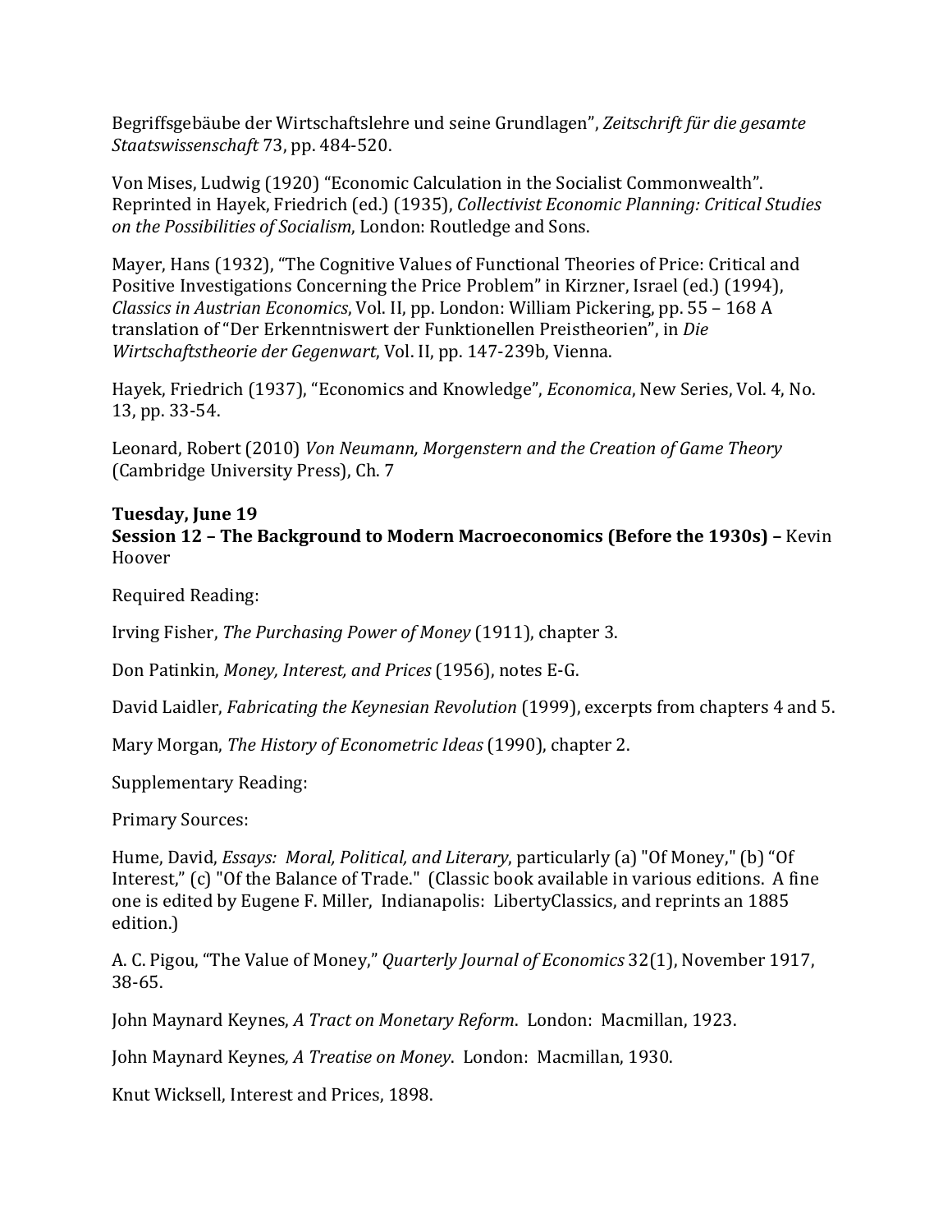Begriffsgebäube der Wirtschaftslehre und seine Grundlagen", *Zeitschrift für die gesamte Staatswissenschaft* 73, pp. 484-520.

Von Mises, Ludwig (1920) "Economic Calculation in the Socialist Commonwealth". Reprinted in Hayek, Friedrich (ed.) (1935), *Collectivist Economic Planning: Critical Studies on the Possibilities of Socialism*, London: Routledge and Sons.

Mayer, Hans (1932), "The Cognitive Values of Functional Theories of Price: Critical and Positive Investigations Concerning the Price Problem" in Kirzner, Israel (ed.) (1994), *Classics in Austrian Economics*, Vol. II, pp. London: William Pickering, pp. 55 – 168 A translation of "Der Erkenntniswert der Funktionellen Preistheorien", in *Die Wirtschaftstheorie der Gegenwart*, Vol. II, pp. 147-239b, Vienna.

Hayek, Friedrich (1937), "Economics and Knowledge", *Economica*, New Series, Vol. 4, No. 13, pp. 33-54.

Leonard, Robert (2010) *Von Neumann, Morgenstern and the Creation of Game Theory* (Cambridge University Press), Ch. 7

**Tuesday, June 19**
**Session 12 – The Background to Modern Macroeconomics (Before the 1930s) –** Kevin Hoover

Required Reading:

Irving Fisher, *The Purchasing Power of Money* (1911), chapter 3.

Don Patinkin, *Money, Interest, and Prices* (1956), notes E-G.

David Laidler, *Fabricating the Keynesian Revolution* (1999), excerpts from chapters 4 and 5.

Mary Morgan, *The History of Econometric Ideas* (1990), chapter 2.

Supplementary Reading:

Primary Sources:

Hume, David, *Essays: Moral, Political, and Literary*, particularly (a) "Of Money," (b) "Of Interest," (c) "Of the Balance of Trade." (Classic book available in various editions. A fine one is edited by Eugene F. Miller, Indianapolis: LibertyClassics, and reprints an 1885 edition.)

A. C. Pigou, "The Value of Money," *Quarterly Journal of Economics* 32(1), November 1917, 38-65.

John Maynard Keynes, *A Tract on Monetary Reform*. London: Macmillan, 1923.

John Maynard Keynes*, A Treatise on Money*. London: Macmillan, 1930.

Knut Wicksell, Interest and Prices, 1898.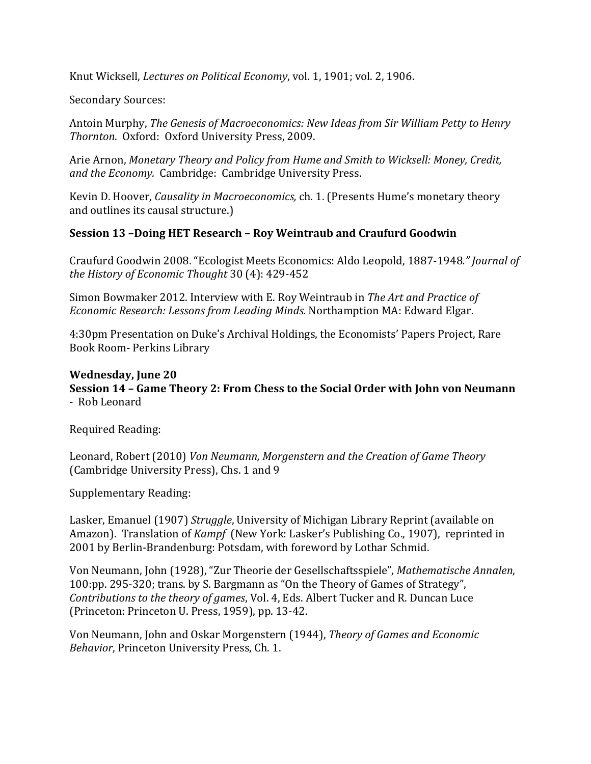Knut Wicksell, *Lectures on Political Economy*, vol. 1, 1901; vol. 2, 1906.

Secondary Sources:

Antoin Murphy, *The Genesis of Macroeconomics: New Ideas from Sir William Petty to Henry Thornton*. Oxford: Oxford University Press, 2009.

Arie Arnon, *Monetary Theory and Policy from Hume and Smith to Wicksell: Money, Credit, and the Economy.* Cambridge: Cambridge University Press.

Kevin D. Hoover, *Causality in Macroeconomics,* ch. 1. (Presents Hume's monetary theory and outlines its causal structure.)

**Session 13 –Doing HET Research – Roy Weintraub and Craufurd Goodwin**

Craufurd Goodwin 2008. "Ecologist Meets Economics: Aldo Leopold, 1887-1948*." Journal of the History of Economic Thought* 30 (4): 429-452

Simon Bowmaker 2012. Interview with E. Roy Weintraub in *The Art and Practice of Economic Research: Lessons from Leading Minds.* Northampton MA: Edward Elgar.

4:30pm Presentation on Duke's Archival Holdings, the Economists' Papers Project, Rare Book Room- Perkins Library

**Wednesday, June 20**
**Session 14 – Game Theory 2: From Chess to the Social Order with John von Neumann**
- Rob Leonard

Required Reading:

Leonard, Robert (2010) *Von Neumann, Morgenstern and the Creation of Game Theory* (Cambridge University Press), Chs. 1 and 9

Supplementary Reading:

Lasker, Emanuel (1907) *Struggle*, University of Michigan Library Reprint (available on Amazon). Translation of *Kampf* (New York: Lasker's Publishing Co., 1907), reprinted in 2001 by Berlin-Brandenburg: Potsdam, with foreword by Lothar Schmid.

Von Neumann, John (1928), "Zur Theorie der Gesellschaftsspiele", *Mathematische Annalen*, 100:pp. 295-320; trans. by S. Bargmann as "On the Theory of Games of Strategy", *Contributions to the theory of games*, Vol. 4, Eds. Albert Tucker and R. Duncan Luce (Princeton: Princeton U. Press, 1959), pp. 13-42.

Von Neumann, John and Oskar Morgenstern (1944), *Theory of Games and Economic Behavior*, Princeton University Press, Ch. 1.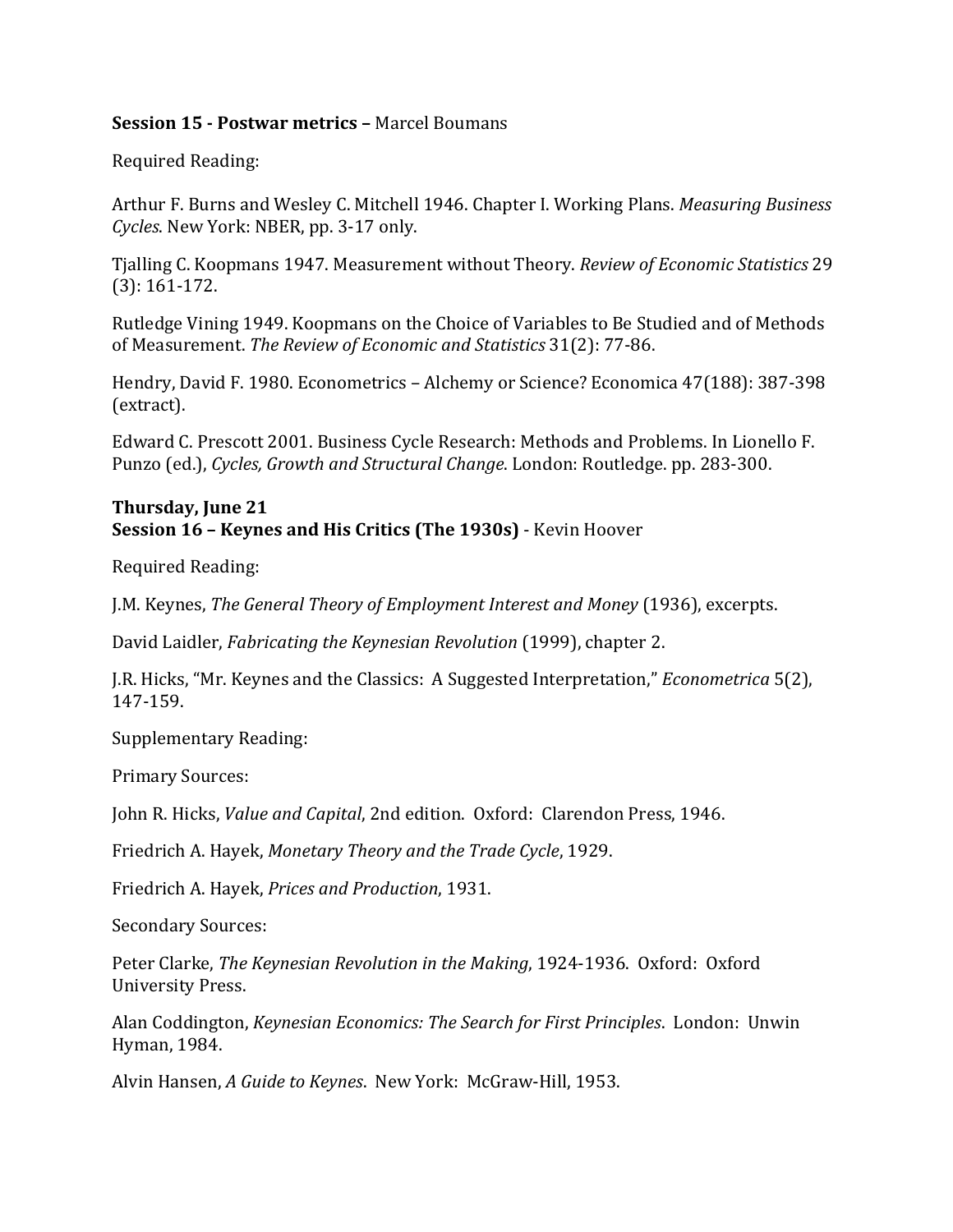**Session 15 - Postwar metrics –** Marcel Boumans

Required Reading:

Arthur F. Burns and Wesley C. Mitchell 1946. Chapter I. Working Plans. *Measuring Business Cycles*. New York: NBER, pp. 3-17 only.

Tjalling C. Koopmans 1947. Measurement without Theory. *Review of Economic Statistics* 29 (3): 161-172.

Rutledge Vining 1949. Koopmans on the Choice of Variables to Be Studied and of Methods of Measurement. *The Review of Economic and Statistics* 31(2): 77-86.

Hendry, David F. 1980. Econometrics – Alchemy or Science? Economica 47(188): 387-398 (extract).

Edward C. Prescott 2001. Business Cycle Research: Methods and Problems. In Lionello F. Punzo (ed.), *Cycles, Growth and Structural Change*. London: Routledge. pp. 283-300.

**Thursday, June 21**
**Session 16 – Keynes and His Critics (The 1930s)** - Kevin Hoover

Required Reading:

J.M. Keynes, *The General Theory of Employment Interest and Money* (1936), excerpts.

David Laidler, *Fabricating the Keynesian Revolution* (1999), chapter 2.

J.R. Hicks, "Mr. Keynes and the Classics: A Suggested Interpretation," *Econometrica* 5(2), 147-159.

Supplementary Reading:

Primary Sources:

John R. Hicks, *Value and Capital*, 2nd edition. Oxford: Clarendon Press, 1946.

Friedrich A. Hayek, *Monetary Theory and the Trade Cycle*, 1929.

Friedrich A. Hayek, *Prices and Production*, 1931.

Secondary Sources:

Peter Clarke, *The Keynesian Revolution in the Making*, 1924-1936. Oxford: Oxford University Press.

Alan Coddington, *Keynesian Economics: The Search for First Principles*. London: Unwin Hyman, 1984.

Alvin Hansen, *A Guide to Keynes*. New York: McGraw-Hill, 1953.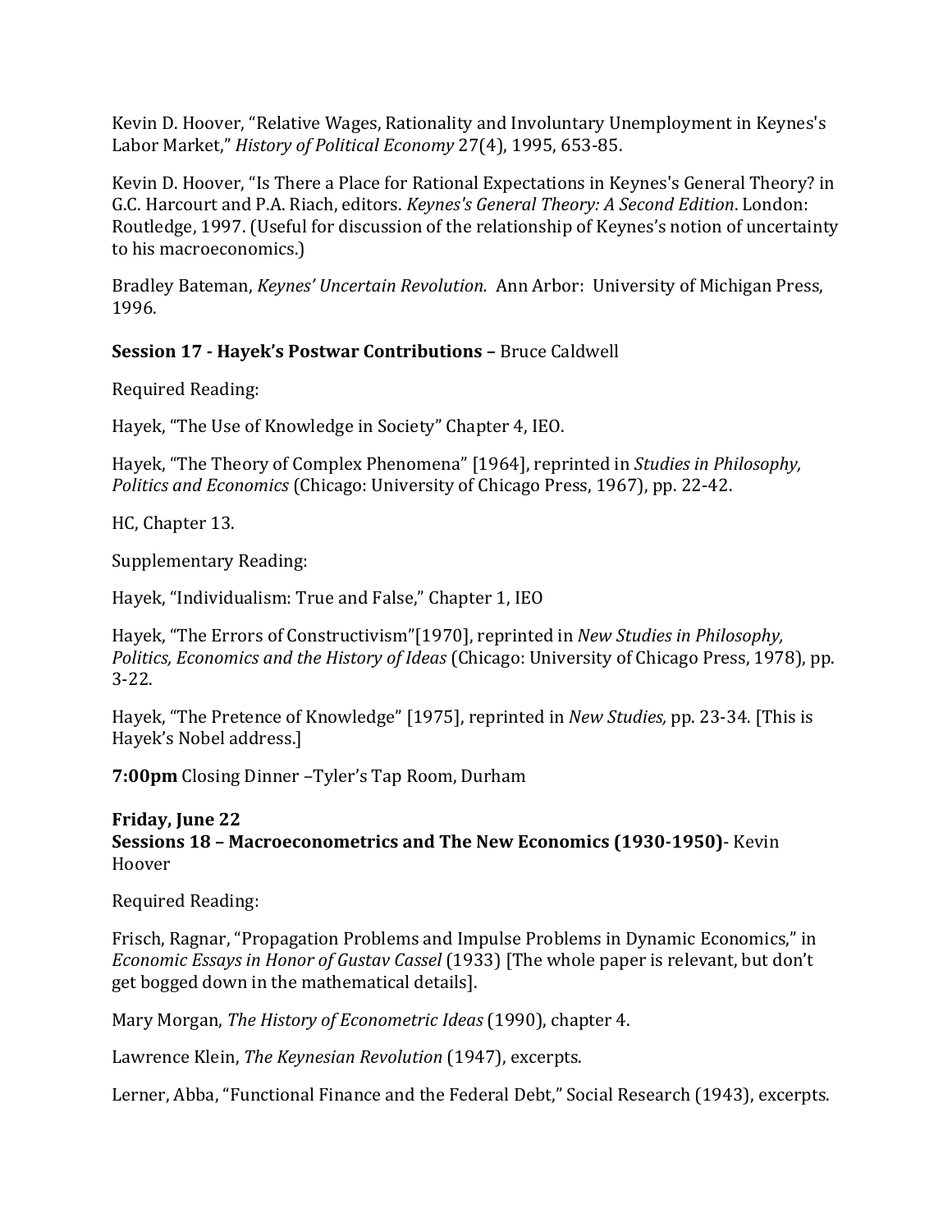Kevin D. Hoover, “Relative Wages, Rationality and Involuntary Unemployment in Keynes's Labor Market,” *History of Political Economy* 27(4), 1995, 653-85.

Kevin D. Hoover, “Is There a Place for Rational Expectations in Keynes's General Theory? in G.C. Harcourt and P.A. Riach, editors. *Keynes's General Theory: A Second Edition*. London: Routledge, 1997. (Useful for discussion of the relationship of Keynes’s notion of uncertainty to his macroeconomics.)

Bradley Bateman, *Keynes’ Uncertain Revolution.* Ann Arbor: University of Michigan Press, 1996.

**Session 17 - Hayek’s Postwar Contributions –** Bruce Caldwell

Required Reading:

Hayek, “The Use of Knowledge in Society” Chapter 4, IEO.

Hayek, “The Theory of Complex Phenomena” [1964], reprinted in *Studies in Philosophy, Politics and Economics* (Chicago: University of Chicago Press, 1967), pp. 22-42.

HC, Chapter 13.

Supplementary Reading:

Hayek, “Individualism: True and False,” Chapter 1, IEO

Hayek, “The Errors of Constructivism”[1970], reprinted in *New Studies in Philosophy, Politics, Economics and the History of Ideas* (Chicago: University of Chicago Press, 1978), pp. 3-22.

Hayek, “The Pretence of Knowledge” [1975], reprinted in *New Studies,* pp. 23-34. [This is Hayek’s Nobel address.]

**7:00pm** Closing Dinner –Tyler’s Tap Room, Durham

**Friday, June 22**
**Sessions 18 – Macroeconometrics and The New Economics (1930-1950)**- Kevin Hoover

Required Reading:

Frisch, Ragnar, “Propagation Problems and Impulse Problems in Dynamic Economics,” in *Economic Essays in Honor of Gustav Cassel* (1933) [The whole paper is relevant, but don’t get bogged down in the mathematical details].

Mary Morgan, *The History of Econometric Ideas* (1990), chapter 4.

Lawrence Klein, *The Keynesian Revolution* (1947), excerpts.

Lerner, Abba, “Functional Finance and the Federal Debt,” Social Research (1943), excerpts.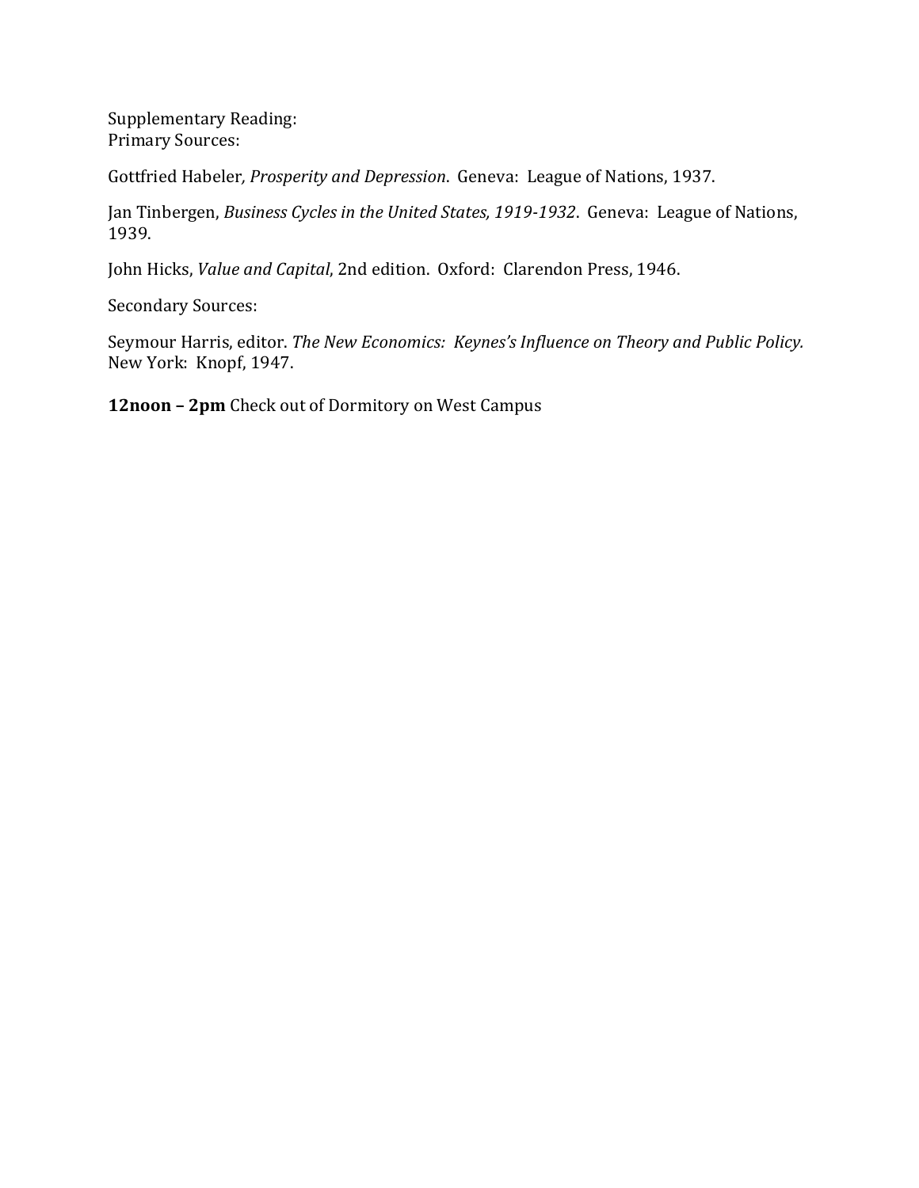Supplementary Reading:
Primary Sources:

Gottfried Habeler*, Prosperity and Depression*. Geneva: League of Nations, 1937.

Jan Tinbergen, *Business Cycles in the United States, 1919-1932*. Geneva: League of Nations, 1939.

John Hicks, *Value and Capital*, 2nd edition. Oxford: Clarendon Press, 1946.

Secondary Sources:

Seymour Harris, editor. *The New Economics: Keynes's Influence on Theory and Public Policy.* New York: Knopf, 1947.

**12noon – 2pm** Check out of Dormitory on West Campus